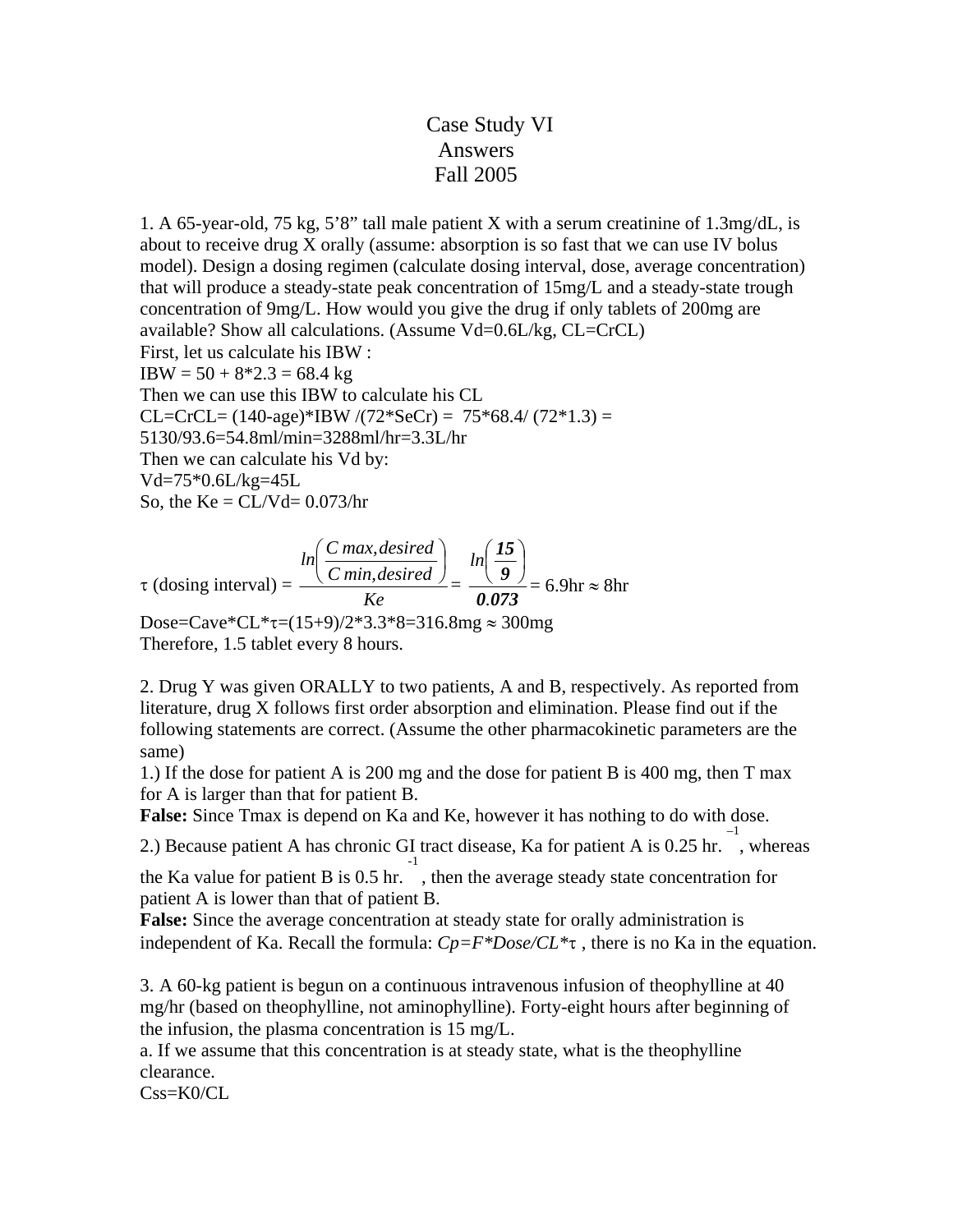# Case Study VI
# Answers
# Fall 2005

1. A 65-year-old, 75 kg, 5'8" tall male patient X with a serum creatinine of 1.3mg/dL, is about to receive drug X orally (assume: absorption is so fast that we can use IV bolus model). Design a dosing regimen (calculate dosing interval, dose, average concentration) that will produce a steady-state peak concentration of 15mg/L and a steady-state trough concentration of 9mg/L. How would you give the drug if only tablets of 200mg are available? Show all calculations. (Assume Vd=0.6L/kg, CL=CrCL)

First, let us calculate his IBW :

IBW = 50 + 8*2.3 = 68.4 kg

Then we can use this IBW to calculate his CL

CL=CrCL= (140-age)*IBW /(72*SeCr) = 75*68.4/ (72*1.3) = 5130/93.6=54.8ml/min=3288ml/hr=3.3L/hr

Then we can calculate his Vd by:

Vd=75*0.6L/kg=45L

So, the Ke = CL/Vd= 0.073/hr

$$\tau \text{ (dosing interval)} = \frac{ln\left(\frac{C\,max,desired}{C\,min,desired}\right)}{Ke} = \frac{ln\left(\frac{\mathbf{15}}{\mathbf{9}}\right)}{\mathbf{0.073}} = 6.9\text{hr} \approx 8\text{hr}$$

Dose=Cave*CL*τ=(15+9)/2*3.3*8=316.8mg ≈ 300mg

Therefore, 1.5 tablet every 8 hours.

2. Drug Y was given ORALLY to two patients, A and B, respectively. As reported from literature, drug X follows first order absorption and elimination. Please find out if the following statements are correct. (Assume the other pharmacokinetic parameters are the same)

1.) If the dose for patient A is 200 mg and the dose for patient B is 400 mg, then T max for A is larger than that for patient B.

**False:** Since Tmax is depend on Ka and Ke, however it has nothing to do with dose.

2.) Because patient A has chronic GI tract disease, Ka for patient A is 0.25 $hr.^{-1}$, whereas the Ka value for patient B is 0.5 $hr.^{-1}$, then the average steady state concentration for patient A is lower than that of patient B.

**False:** Since the average concentration at steady state for orally administration is independent of Ka. Recall the formula: *Cp=F*Dose/CL*τ* , there is no Ka in the equation.

3. A 60-kg patient is begun on a continuous intravenous infusion of theophylline at 40 mg/hr (based on theophylline, not aminophylline). Forty-eight hours after beginning of the infusion, the plasma concentration is 15 mg/L.

a. If we assume that this concentration is at steady state, what is the theophylline clearance.

Css=K0/CL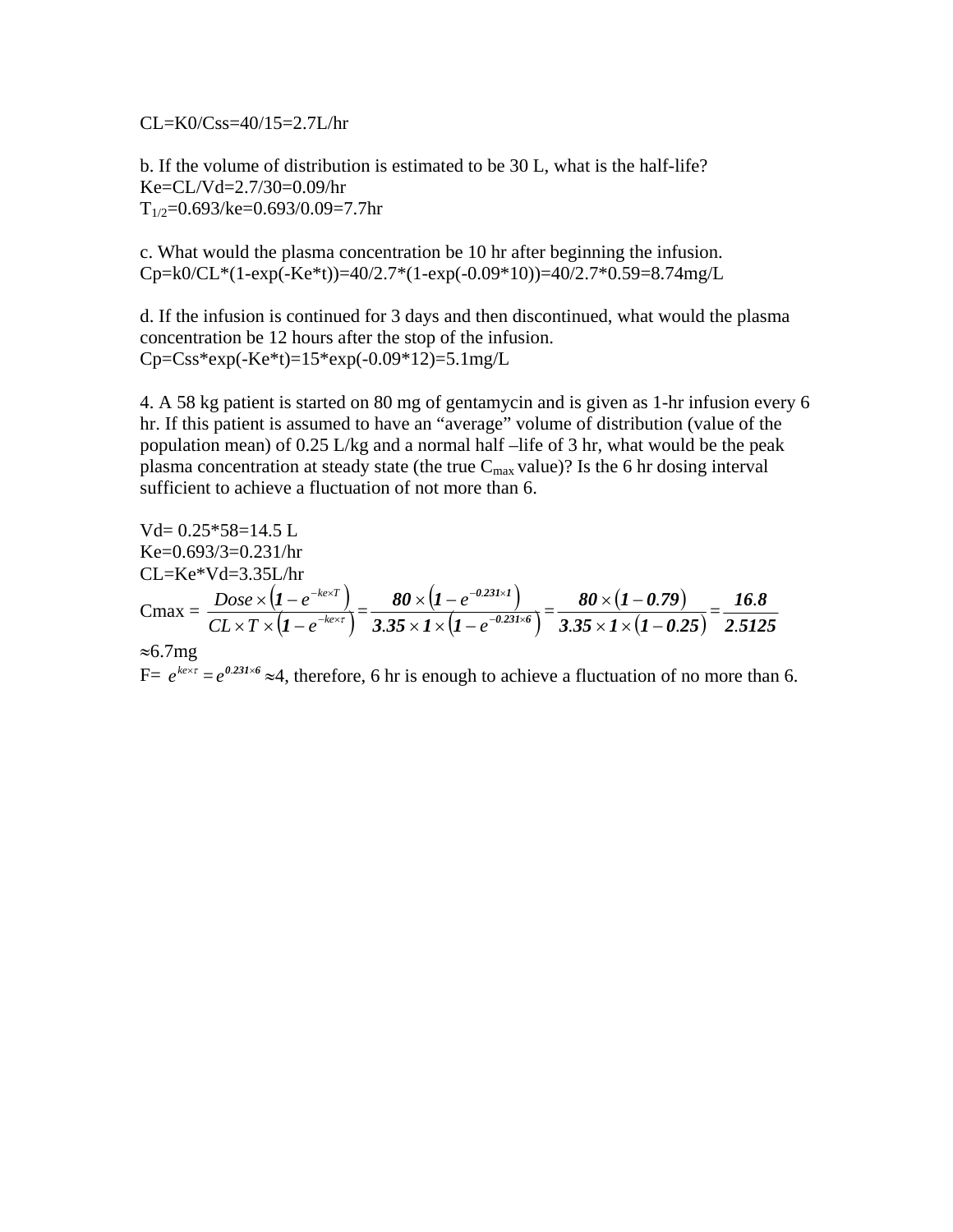$CL=K0/Css=40/15=2.7L/hr$

b. If the volume of distribution is estimated to be 30 L, what is the half-life?

$Ke=CL/Vd=2.7/30=0.09/hr$

$T_{1/2}=0.693/ke=0.693/0.09=7.7hr$

c. What would the plasma concentration be 10 hr after beginning the infusion.

Cp=k0/CL*(1-exp(-Ke*t))=40/2.7*(1-exp(-0.09*10))=40/2.7*0.59=8.74mg/L

d. If the infusion is continued for 3 days and then discontinued, what would the plasma concentration be 12 hours after the stop of the infusion.

Cp=Css*exp(-Ke*t)=15*exp(-0.09*12)=5.1mg/L

4. A 58 kg patient is started on 80 mg of gentamycin and is given as 1-hr infusion every 6 hr. If this patient is assumed to have an "average" volume of distribution (value of the population mean) of 0.25 L/kg and a normal half –life of 3 hr, what would be the peak plasma concentration at steady state (the true $C_{max}$ value)? Is the 6 hr dosing interval sufficient to achieve a fluctuation of not more than 6.

Vd= 0.25*58=14.5 L

Ke=0.693/3=0.231/hr

CL=Ke*Vd=3.35L/hr

$$\text{Cmax} = \frac{Dose \times \left(1-e^{-ke\times T}\right)}{CL \times T \times \left(1-e^{-ke\times\tau}\right)} = \frac{80 \times \left(1-e^{-0.231\times 1}\right)}{3.35 \times 1 \times \left(1-e^{-0.231\times 6}\right)} = \frac{80 \times (1-0.79)}{3.35 \times 1 \times (1-0.25)} = \frac{16.8}{2.5125}$$

$\approx$6.7mg

F= $e^{ke\times\tau} = e^{0.231\times 6} \approx 4$, therefore, 6 hr is enough to achieve a fluctuation of no more than 6.